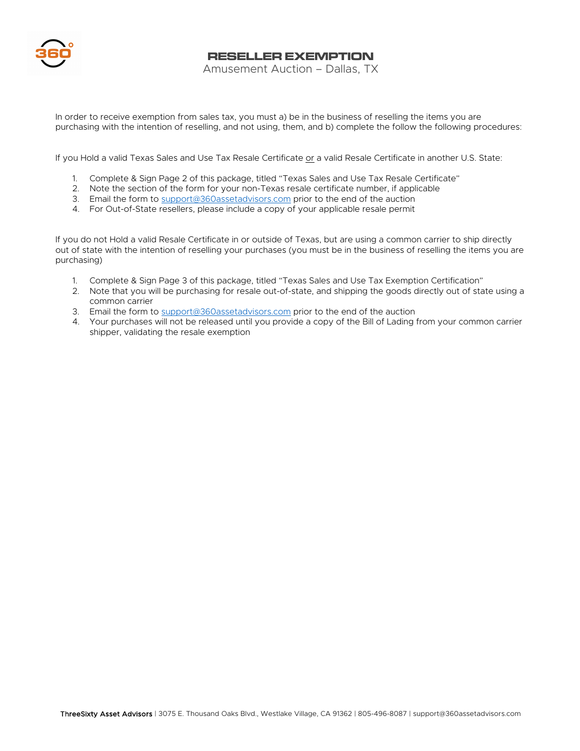# RESELLER EXEMPTION

Amusement Auction – Dallas, TX

In order to receive exemption from sales tax, you must a) be in the business of reselling the items you are purchasing with the intention of reselling, and not using, them, and b) complete the follow the following procedures:

If you Hold a valid Texas Sales and Use Tax Resale Certificate or a valid Resale Certificate in another U.S. State:

1. Complete & Sign Page 2 of this package, titled "Texas Sales and Use Tax Resale Certificate"
2. Note the section of the form for your non-Texas resale certificate number, if applicable
3. Email the form to support@360assetadvisors.com prior to the end of the auction
4. For Out-of-State resellers, please include a copy of your applicable resale permit

If you do not Hold a valid Resale Certificate in or outside of Texas, but are using a common carrier to ship directly out of state with the intention of reselling your purchases (you must be in the business of reselling the items you are purchasing)

1. Complete & Sign Page 3 of this package, titled "Texas Sales and Use Tax Exemption Certification"
2. Note that you will be purchasing for resale out-of-state, and shipping the goods directly out of state using a common carrier
3. Email the form to support@360assetadvisors.com prior to the end of the auction
4. Your purchases will not be released until you provide a copy of the Bill of Lading from your common carrier shipper, validating the resale exemption

**ThreeSixty Asset Advisors** | 3075 E. Thousand Oaks Blvd., Westlake Village, CA 91362 | 805-496-8087 | support@360assetadvisors.com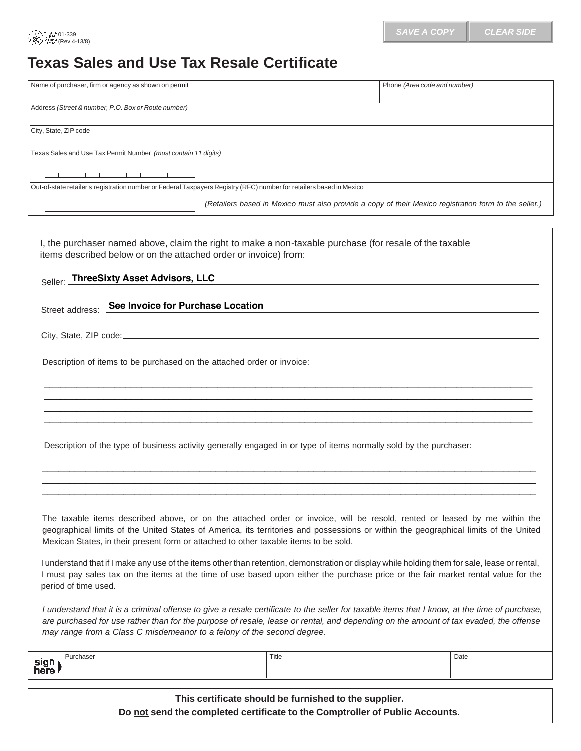01-339 (Rev.4-13/8)

# Texas Sales and Use Tax Resale Certificate

| Name of purchaser, firm or agency as shown on permit | Phone *(Area code and number)* |
|---|---|
| Address *(Street & number, P.O. Box or Route number)* | |
| City, State, ZIP code | |
| Texas Sales and Use Tax Permit Number *(must contain 11 digits)* | |
| Out-of-state retailer's registration number or Federal Taxpayers Registry (RFC) number for retailers based in Mexico | |

*(Retailers based in Mexico must also provide a copy of their Mexico registration form to the seller.)*

I, the purchaser named above, claim the right to make a non-taxable purchase (for resale of the taxable items described below or on the attached order or invoice) from:

Seller: **ThreeSixty Asset Advisors, LLC**

Street address: **See Invoice for Purchase Location**

City, State, ZIP code: ____________________

Description of items to be purchased on the attached order or invoice:

____________________

Description of the type of business activity generally engaged in or type of items normally sold by the purchaser:

____________________

The taxable items described above, or on the attached order or invoice, will be resold, rented or leased by me within the geographical limits of the United States of America, its territories and possessions or within the geographical limits of the United Mexican States, in their present form or attached to other taxable items to be sold.

I understand that if I make any use of the items other than retention, demonstration or display while holding them for sale, lease or rental, I must pay sales tax on the items at the time of use based upon either the purchase price or the fair market rental value for the period of time used.

*I understand that it is a criminal offense to give a resale certificate to the seller for taxable items that I know, at the time of purchase, are purchased for use rather than for the purpose of resale, lease or rental, and depending on the amount of tax evaded, the offense may range from a Class C misdemeanor to a felony of the second degree.*

| sign here Purchaser | Title | Date |
|---|---|---|
| | | |

**This certificate should be furnished to the supplier.**
**Do not send the completed certificate to the Comptroller of Public Accounts.**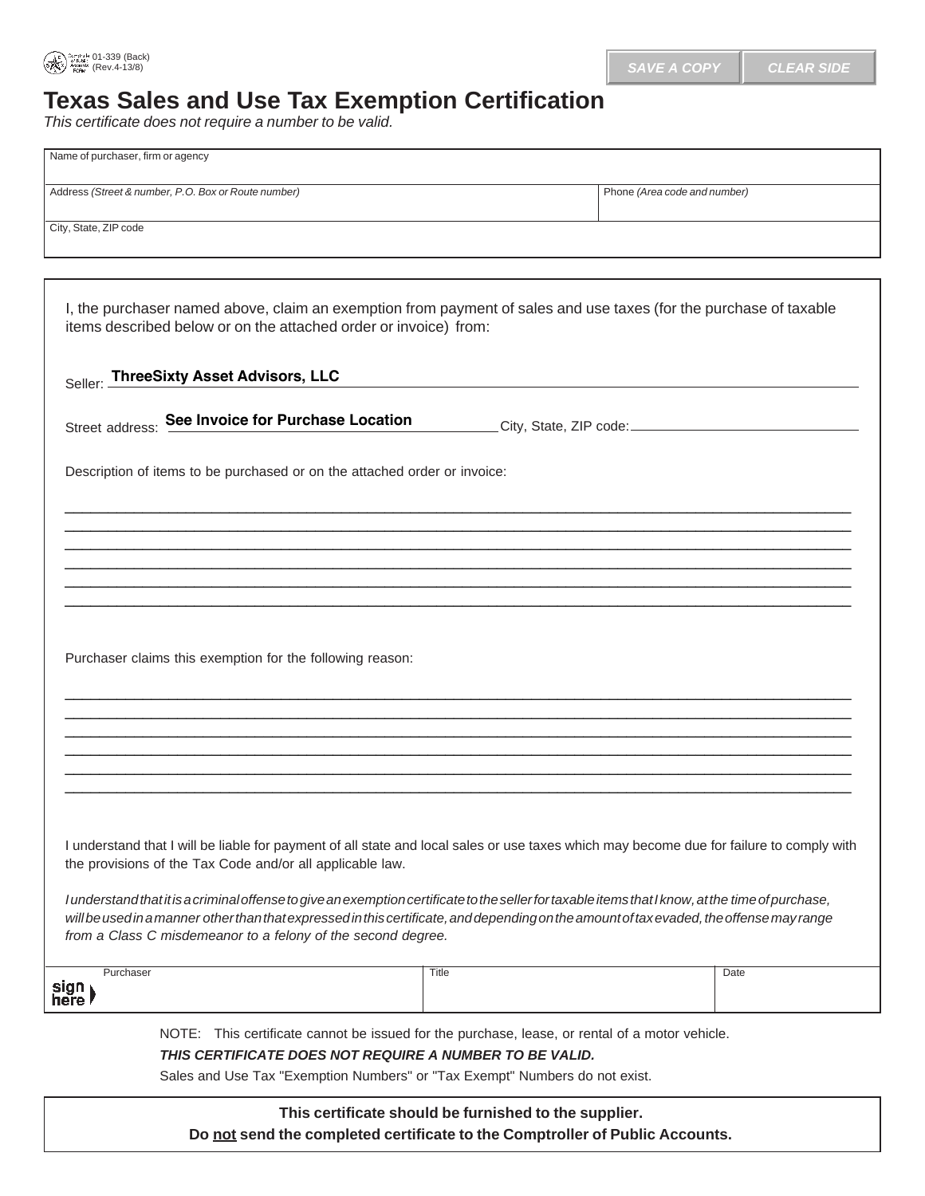01-339 (Back)
(Rev.4-13/8)

# Texas Sales and Use Tax Exemption Certification

*This certificate does not require a number to be valid.*

| | |
|---|---|
| Name of purchaser, firm or agency | |
| Address *(Street & number, P.O. Box or Route number)* | Phone *(Area code and number)* |
| City, State, ZIP code | |

I, the purchaser named above, claim an exemption from payment of sales and use taxes (for the purchase of taxable items described below or on the attached order or invoice) from:

Seller: **ThreeSixty Asset Advisors, LLC**

Street address: **See Invoice for Purchase Location** City, State, ZIP code:

Description of items to be purchased or on the attached order or invoice:

Purchaser claims this exemption for the following reason:

I understand that I will be liable for payment of all state and local sales or use taxes which may become due for failure to comply with the provisions of the Tax Code and/or all applicable law.

*I understand that it is a criminal offense to give an exemption certificate to the seller for taxable items that I know, at the time of purchase, will be used in a manner other than that expressed in this certificate, and depending on the amount of tax evaded, the offense may range from a Class C misdemeanor to a felony of the second degree.*

| sign here Purchaser | Title | Date |
|---|---|---|
| | | |

NOTE: This certificate cannot be issued for the purchase, lease, or rental of a motor vehicle.

***THIS CERTIFICATE DOES NOT REQUIRE A NUMBER TO BE VALID.***

Sales and Use Tax "Exemption Numbers" or "Tax Exempt" Numbers do not exist.

**This certificate should be furnished to the supplier.**
**Do not send the completed certificate to the Comptroller of Public Accounts.**